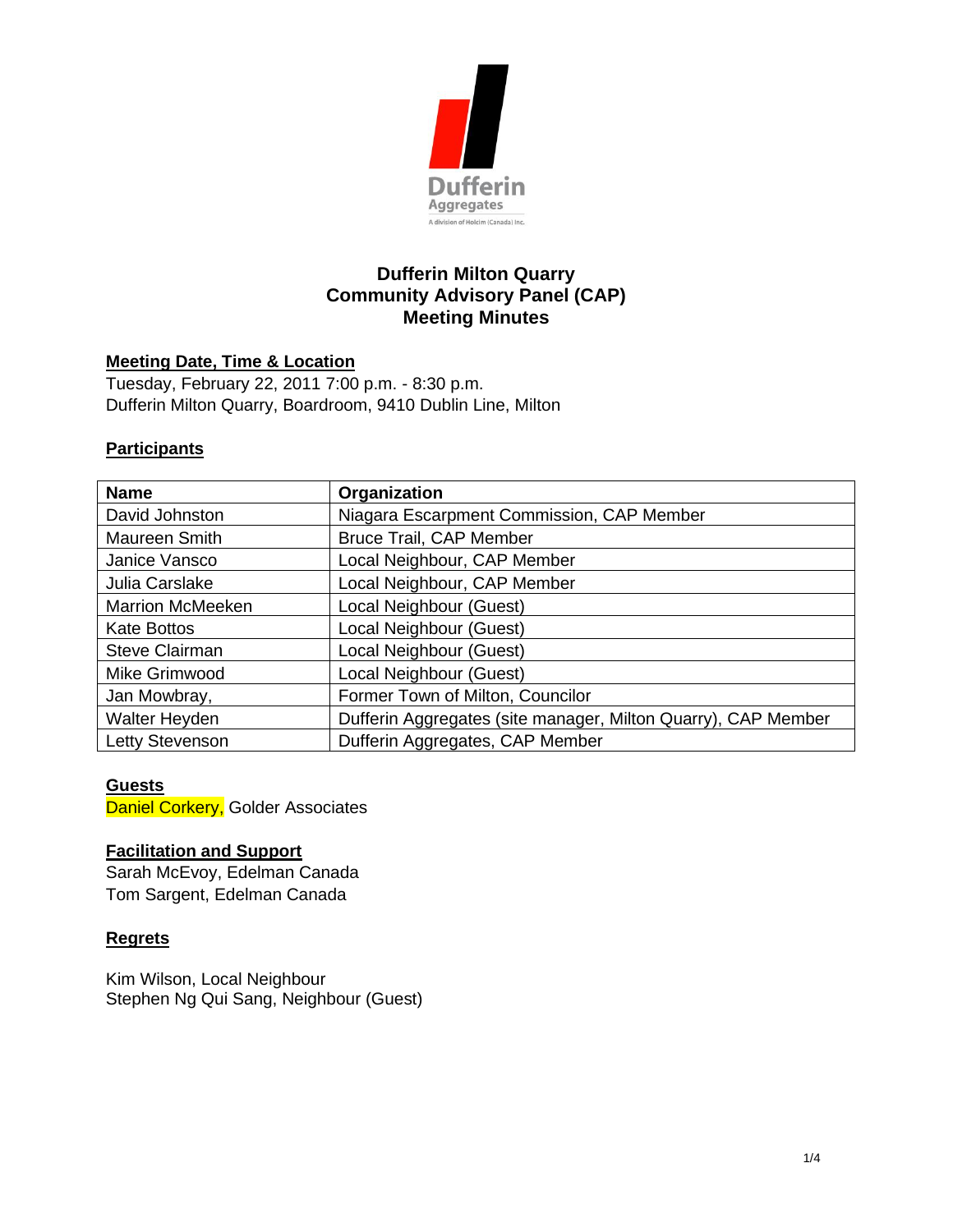# Dufferin Milton Quarry
# Community Advisory Panel (CAP)
# Meeting Minutes

## Meeting Date, Time & Location

Tuesday, February 22, 2011 7:00 p.m. - 8:30 p.m.
Dufferin Milton Quarry, Boardroom, 9410 Dublin Line, Milton

## Participants

| Name | Organization |
| --- | --- |
| David Johnston | Niagara Escarpment Commission, CAP Member |
| Maureen Smith | Bruce Trail, CAP Member |
| Janice Vansco | Local Neighbour, CAP Member |
| Julia Carslake | Local Neighbour, CAP Member |
| Marrion McMeeken | Local Neighbour (Guest) |
| Kate Bottos | Local Neighbour (Guest) |
| Steve Clairman | Local Neighbour (Guest) |
| Mike Grimwood | Local Neighbour (Guest) |
| Jan Mowbray, | Former Town of Milton, Councilor |
| Walter Heyden | Dufferin Aggregates (site manager, Milton Quarry), CAP Member |
| Letty Stevenson | Dufferin Aggregates, CAP Member |

## Guests

Daniel Corkery, Golder Associates

## Facilitation and Support

Sarah McEvoy, Edelman Canada
Tom Sargent, Edelman Canada

## Regrets

Kim Wilson, Local Neighbour
Stephen Ng Qui Sang, Neighbour (Guest)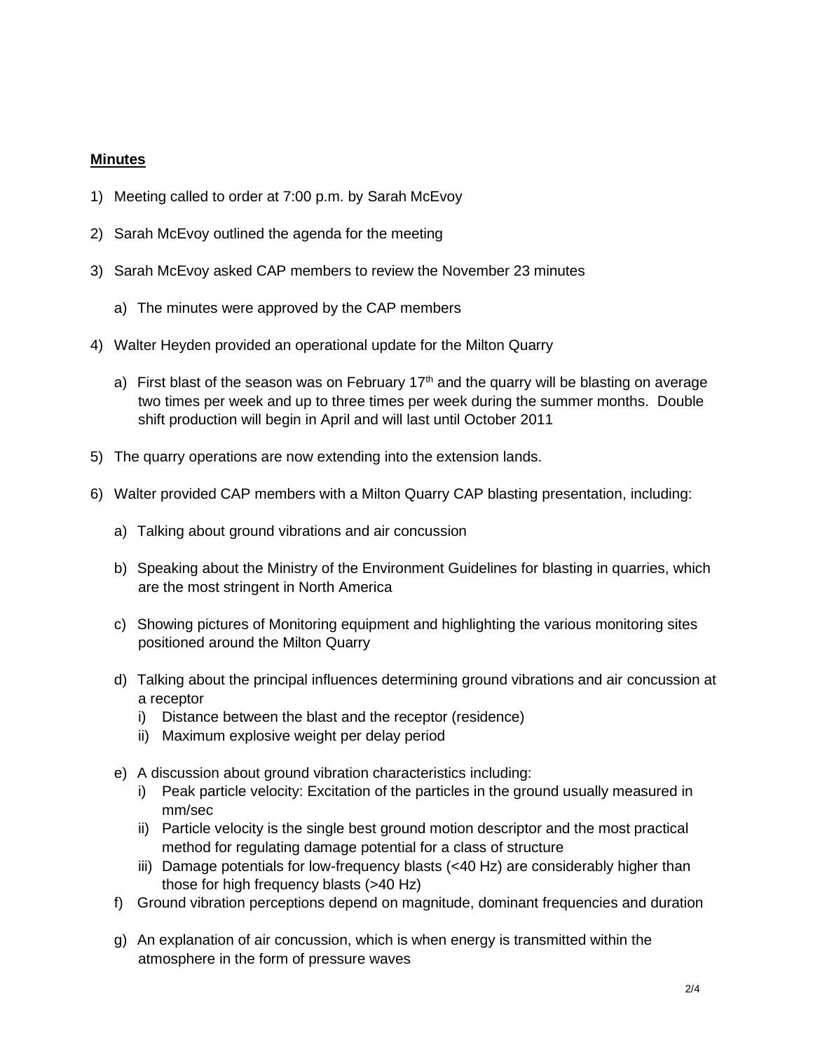**Minutes**

1) Meeting called to order at 7:00 p.m. by Sarah McEvoy

2) Sarah McEvoy outlined the agenda for the meeting

3) Sarah McEvoy asked CAP members to review the November 23 minutes

   a) The minutes were approved by the CAP members

4) Walter Heyden provided an operational update for the Milton Quarry

   a) First blast of the season was on February 17th and the quarry will be blasting on average two times per week and up to three times per week during the summer months. Double shift production will begin in April and will last until October 2011

5) The quarry operations are now extending into the extension lands.

6) Walter provided CAP members with a Milton Quarry CAP blasting presentation, including:

   a) Talking about ground vibrations and air concussion

   b) Speaking about the Ministry of the Environment Guidelines for blasting in quarries, which are the most stringent in North America

   c) Showing pictures of Monitoring equipment and highlighting the various monitoring sites positioned around the Milton Quarry

   d) Talking about the principal influences determining ground vibrations and air concussion at a receptor
      i) Distance between the blast and the receptor (residence)
      ii) Maximum explosive weight per delay period

   e) A discussion about ground vibration characteristics including:
      i) Peak particle velocity: Excitation of the particles in the ground usually measured in mm/sec
      ii) Particle velocity is the single best ground motion descriptor and the most practical method for regulating damage potential for a class of structure
      iii) Damage potentials for low-frequency blasts (<40 Hz) are considerably higher than those for high frequency blasts (>40 Hz)

   f) Ground vibration perceptions depend on magnitude, dominant frequencies and duration

   g) An explanation of air concussion, which is when energy is transmitted within the atmosphere in the form of pressure waves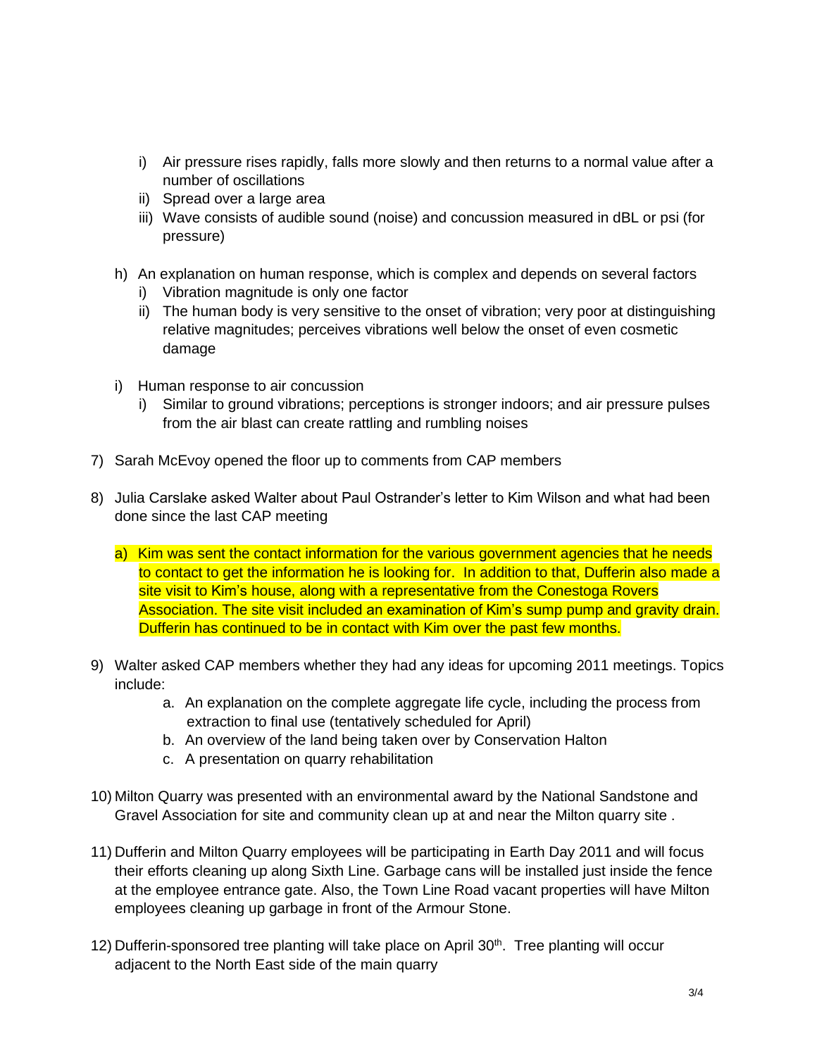i) Air pressure rises rapidly, falls more slowly and then returns to a normal value after a number of oscillations
   ii) Spread over a large area
   iii) Wave consists of audible sound (noise) and concussion measured in dBL or psi (for pressure)

h) An explanation on human response, which is complex and depends on several factors
   i) Vibration magnitude is only one factor
   ii) The human body is very sensitive to the onset of vibration; very poor at distinguishing relative magnitudes; perceives vibrations well below the onset of even cosmetic damage

i) Human response to air concussion
   i) Similar to ground vibrations; perceptions is stronger indoors; and air pressure pulses from the air blast can create rattling and rumbling noises

7) Sarah McEvoy opened the floor up to comments from CAP members

8) Julia Carslake asked Walter about Paul Ostrander's letter to Kim Wilson and what had been done since the last CAP meeting

   a) Kim was sent the contact information for the various government agencies that he needs to contact to get the information he is looking for. In addition to that, Dufferin also made a site visit to Kim's house, along with a representative from the Conestoga Rovers Association. The site visit included an examination of Kim's sump pump and gravity drain. Dufferin has continued to be in contact with Kim over the past few months.

9) Walter asked CAP members whether they had any ideas for upcoming 2011 meetings. Topics include:
   a. An explanation on the complete aggregate life cycle, including the process from extraction to final use (tentatively scheduled for April)
   b. An overview of the land being taken over by Conservation Halton
   c. A presentation on quarry rehabilitation

10) Milton Quarry was presented with an environmental award by the National Sandstone and Gravel Association for site and community clean up at and near the Milton quarry site .

11) Dufferin and Milton Quarry employees will be participating in Earth Day 2011 and will focus their efforts cleaning up along Sixth Line. Garbage cans will be installed just inside the fence at the employee entrance gate. Also, the Town Line Road vacant properties will have Milton employees cleaning up garbage in front of the Armour Stone.

12) Dufferin-sponsored tree planting will take place on April 30th. Tree planting will occur adjacent to the North East side of the main quarry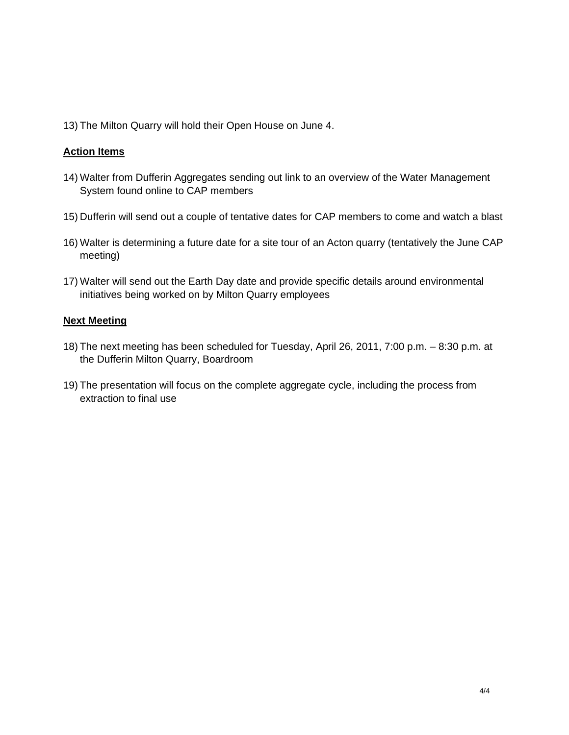13) The Milton Quarry will hold their Open House on June 4.

**Action Items**

14) Walter from Dufferin Aggregates sending out link to an overview of the Water Management System found online to CAP members

15) Dufferin will send out a couple of tentative dates for CAP members to come and watch a blast

16) Walter is determining a future date for a site tour of an Acton quarry (tentatively the June CAP meeting)

17) Walter will send out the Earth Day date and provide specific details around environmental initiatives being worked on by Milton Quarry employees

**Next Meeting**

18) The next meeting has been scheduled for Tuesday, April 26, 2011, 7:00 p.m. – 8:30 p.m. at the Dufferin Milton Quarry, Boardroom

19) The presentation will focus on the complete aggregate cycle, including the process from extraction to final use